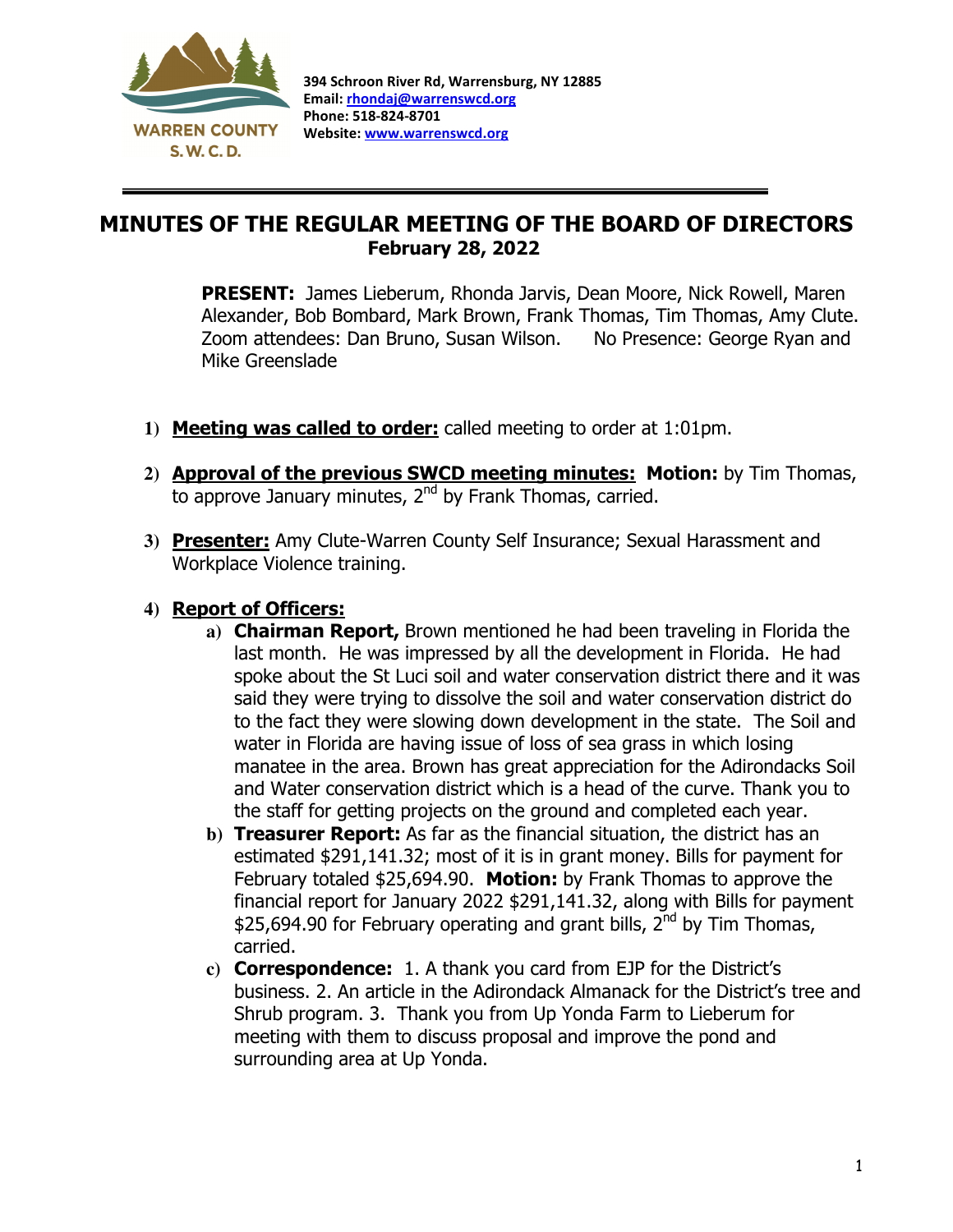WARREN COUNTY S. W. C. D.

**394 Schroon River Rd, Warrensburg, NY 12885**
**Email: [rhondaj@warrenswcd.org](mailto:rhondaj@warrenswcd.org)**
**Phone: 518-824-8701**
**Website: [www.warrenswcd.org](http://www.warrenswcd.org)**

---

# MINUTES OF THE REGULAR MEETING OF THE BOARD OF DIRECTORS
## February 28, 2022

**PRESENT:** James Lieberum, Rhonda Jarvis, Dean Moore, Nick Rowell, Maren Alexander, Bob Bombard, Mark Brown, Frank Thomas, Tim Thomas, Amy Clute. Zoom attendees: Dan Bruno, Susan Wilson. No Presence: George Ryan and Mike Greenslade

1) **Meeting was called to order:** called meeting to order at 1:01pm.

2) **Approval of the previous SWCD meeting minutes:** **Motion:** by Tim Thomas, to approve January minutes, 2nd by Frank Thomas, carried.

3) **Presenter:** Amy Clute-Warren County Self Insurance; Sexual Harassment and Workplace Violence training.

4) **Report of Officers:**
   a) **Chairman Report,** Brown mentioned he had been traveling in Florida the last month. He was impressed by all the development in Florida. He had spoke about the St Luci soil and water conservation district there and it was said they were trying to dissolve the soil and water conservation district do to the fact they were slowing down development in the state. The Soil and water in Florida are having issue of loss of sea grass in which losing manatee in the area. Brown has great appreciation for the Adirondacks Soil and Water conservation district which is a head of the curve. Thank you to the staff for getting projects on the ground and completed each year.
   b) **Treasurer Report:** As far as the financial situation, the district has an estimated $291,141.32; most of it is in grant money. Bills for payment for February totaled $25,694.90. **Motion:** by Frank Thomas to approve the financial report for January 2022 $291,141.32, along with Bills for payment $25,694.90 for February operating and grant bills, 2nd by Tim Thomas, carried.
   c) **Correspondence:** 1. A thank you card from EJP for the District's business. 2. An article in the Adirondack Almanack for the District's tree and Shrub program. 3. Thank you from Up Yonda Farm to Lieberum for meeting with them to discuss proposal and improve the pond and surrounding area at Up Yonda.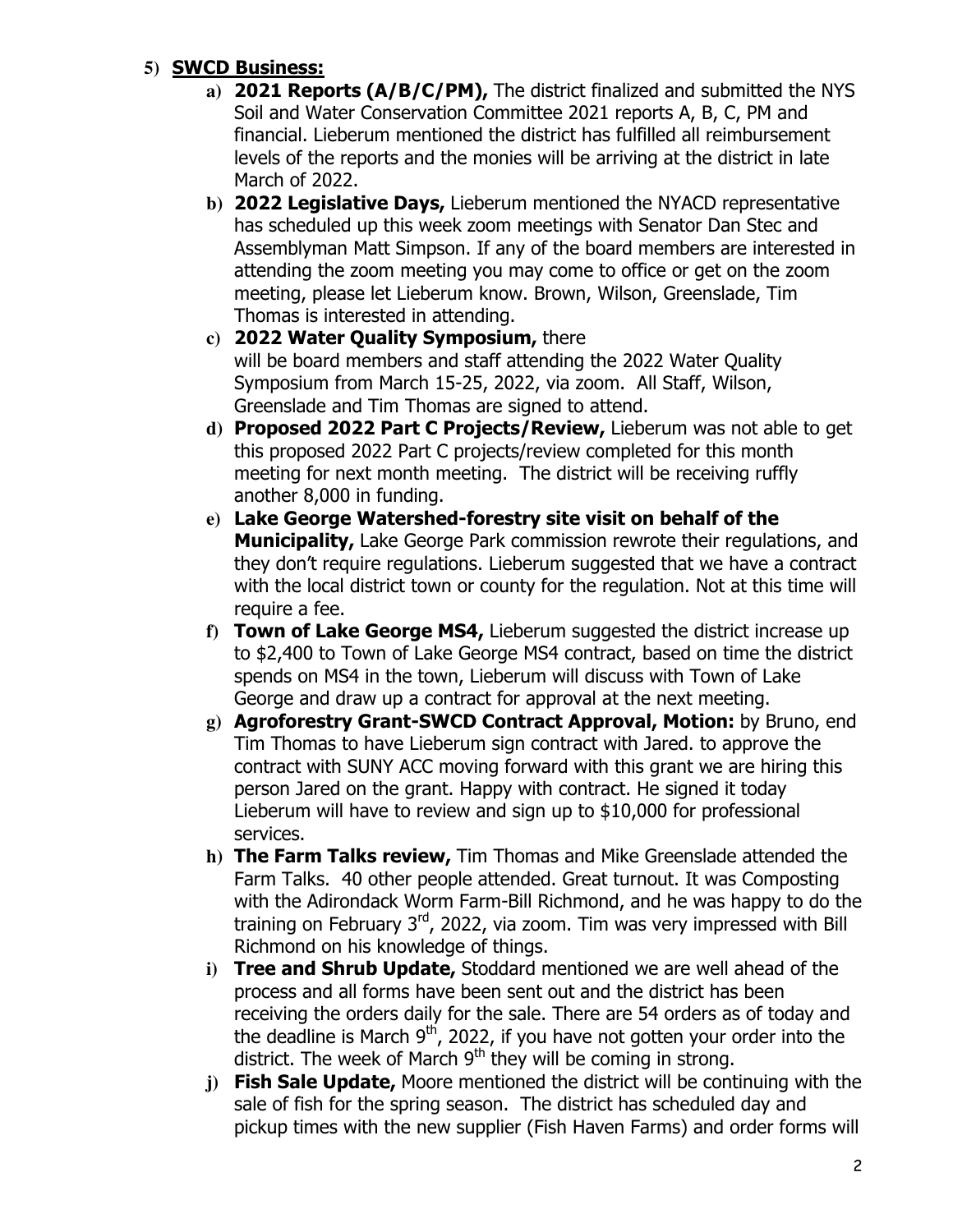5) **SWCD Business:**

a) **2021 Reports (A/B/C/PM),** The district finalized and submitted the NYS Soil and Water Conservation Committee 2021 reports A, B, C, PM and financial. Lieberum mentioned the district has fulfilled all reimbursement levels of the reports and the monies will be arriving at the district in late March of 2022.

b) **2022 Legislative Days,** Lieberum mentioned the NYACD representative has scheduled up this week zoom meetings with Senator Dan Stec and Assemblyman Matt Simpson. If any of the board members are interested in attending the zoom meeting you may come to office or get on the zoom meeting, please let Lieberum know. Brown, Wilson, Greenslade, Tim Thomas is interested in attending.

c) **2022 Water Quality Symposium,** there will be board members and staff attending the 2022 Water Quality Symposium from March 15-25, 2022, via zoom. All Staff, Wilson, Greenslade and Tim Thomas are signed to attend.

d) **Proposed 2022 Part C Projects/Review,** Lieberum was not able to get this proposed 2022 Part C projects/review completed for this month meeting for next month meeting. The district will be receiving ruffly another 8,000 in funding.

e) **Lake George Watershed-forestry site visit on behalf of the Municipality,** Lake George Park commission rewrote their regulations, and they don't require regulations. Lieberum suggested that we have a contract with the local district town or county for the regulation. Not at this time will require a fee.

f) **Town of Lake George MS4,** Lieberum suggested the district increase up to $2,400 to Town of Lake George MS4 contract, based on time the district spends on MS4 in the town, Lieberum will discuss with Town of Lake George and draw up a contract for approval at the next meeting.

g) **Agroforestry Grant-SWCD Contract Approval, Motion:** by Bruno, end Tim Thomas to have Lieberum sign contract with Jared. to approve the contract with SUNY ACC moving forward with this grant we are hiring this person Jared on the grant. Happy with contract. He signed it today Lieberum will have to review and sign up to $10,000 for professional services.

h) **The Farm Talks review,** Tim Thomas and Mike Greenslade attended the Farm Talks. 40 other people attended. Great turnout. It was Composting with the Adirondack Worm Farm-Bill Richmond, and he was happy to do the training on February 3rd, 2022, via zoom. Tim was very impressed with Bill Richmond on his knowledge of things.

i) **Tree and Shrub Update,** Stoddard mentioned we are well ahead of the process and all forms have been sent out and the district has been receiving the orders daily for the sale. There are 54 orders as of today and the deadline is March 9th, 2022, if you have not gotten your order into the district. The week of March 9th they will be coming in strong.

j) **Fish Sale Update,** Moore mentioned the district will be continuing with the sale of fish for the spring season. The district has scheduled day and pickup times with the new supplier (Fish Haven Farms) and order forms will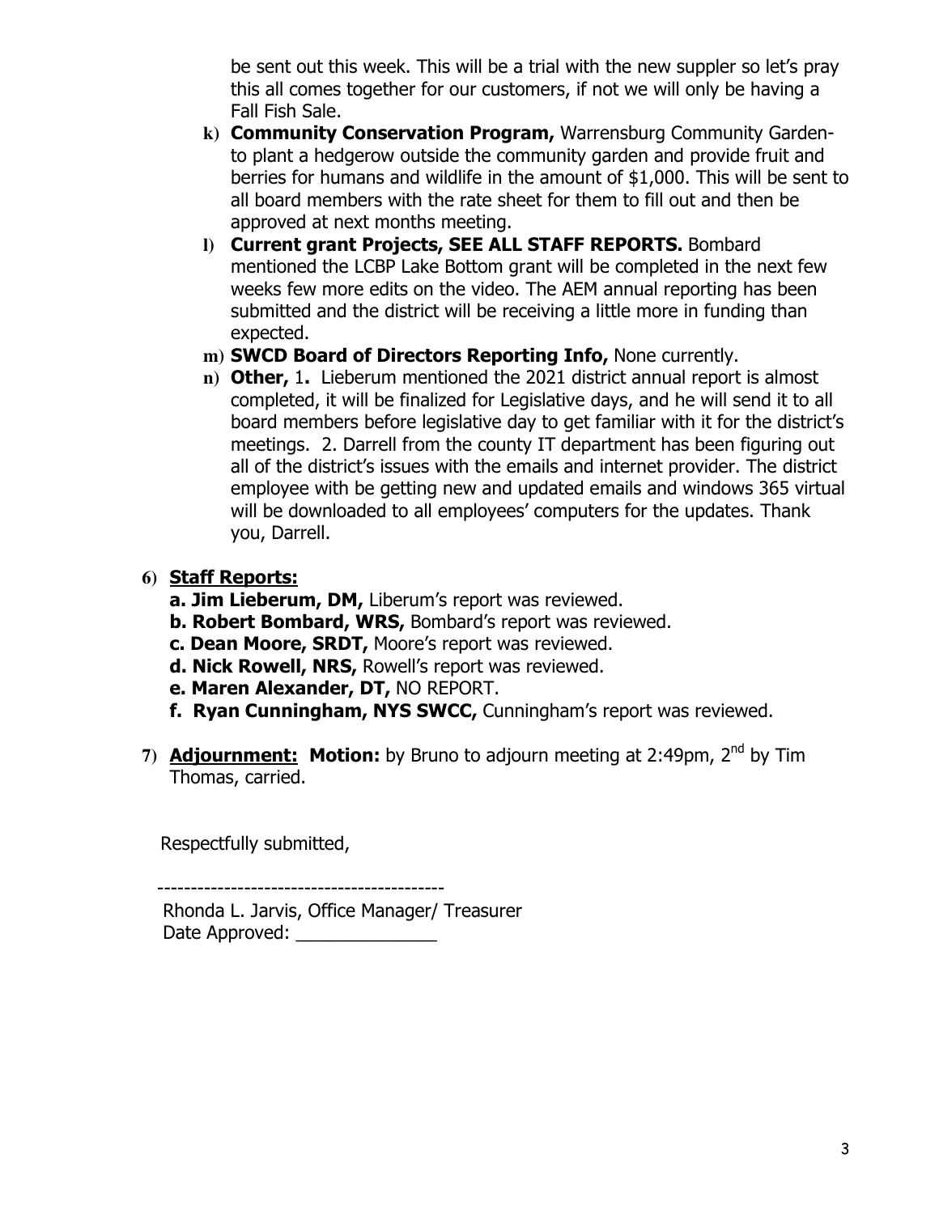be sent out this week. This will be a trial with the new suppler so let's pray this all comes together for our customers, if not we will only be having a Fall Fish Sale.

k) **Community Conservation Program,** Warrensburg Community Garden- to plant a hedgerow outside the community garden and provide fruit and berries for humans and wildlife in the amount of $1,000. This will be sent to all board members with the rate sheet for them to fill out and then be approved at next months meeting.

l) **Current grant Projects, SEE ALL STAFF REPORTS.** Bombard mentioned the LCBP Lake Bottom grant will be completed in the next few weeks few more edits on the video. The AEM annual reporting has been submitted and the district will be receiving a little more in funding than expected.

m) **SWCD Board of Directors Reporting Info,** None currently.

n) **Other,** 1**.** Lieberum mentioned the 2021 district annual report is almost completed, it will be finalized for Legislative days, and he will send it to all board members before legislative day to get familiar with it for the district's meetings. 2. Darrell from the county IT department has been figuring out all of the district's issues with the emails and internet provider. The district employee with be getting new and updated emails and windows 365 virtual will be downloaded to all employees' computers for the updates. Thank you, Darrell.

6) **Staff Reports:**

**a. Jim Lieberum, DM,** Liberum's report was reviewed.
**b. Robert Bombard, WRS,** Bombard's report was reviewed.
**c. Dean Moore, SRDT,** Moore's report was reviewed.
**d. Nick Rowell, NRS,** Rowell's report was reviewed.
**e. Maren Alexander, DT,** NO REPORT.
**f. Ryan Cunningham, NYS SWCC,** Cunningham's report was reviewed.

7) **Adjournment: Motion:** by Bruno to adjourn meeting at 2:49pm, 2nd by Tim Thomas, carried.

Respectfully submitted,

-------------------------------------------

Rhonda L. Jarvis, Office Manager/ Treasurer
Date Approved: ______________